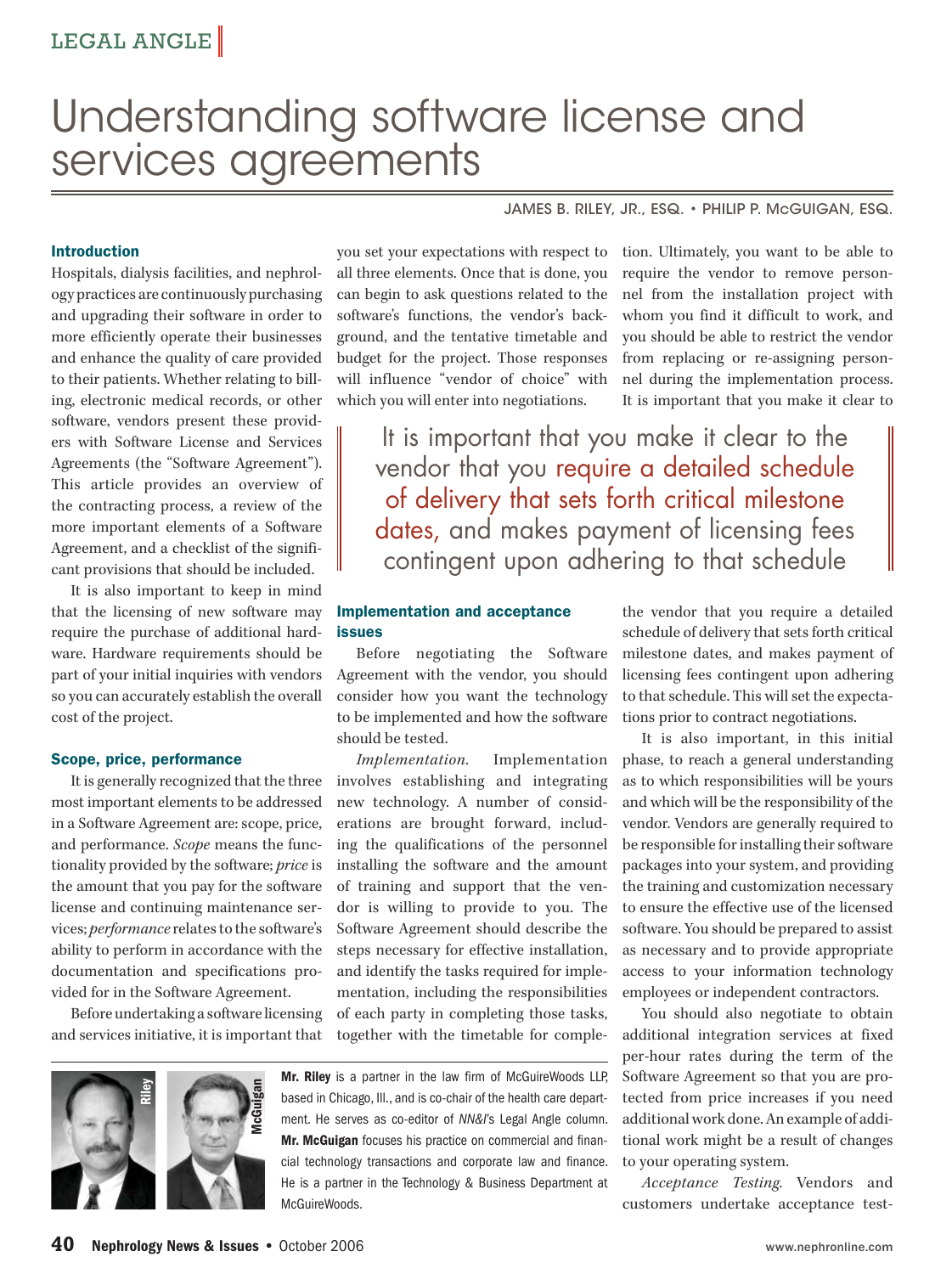LEGAL ANGLE

# Understanding software license and services agreements

JAMES B. RILEY, JR., ESQ. • PHILIP P. McGUIGAN, ESQ.

### Introduction

Hospitals, dialysis facilities, and nephrology practices are continuously purchasing and upgrading their software in order to more efficiently operate their businesses and enhance the quality of care provided to their patients. Whether relating to billing, electronic medical records, or other software, vendors present these providers with Software License and Services Agreements (the "Software Agreement"). This article provides an overview of the contracting process, a review of the more important elements of a Software Agreement, and a checklist of the significant provisions that should be included.

It is also important to keep in mind that the licensing of new software may require the purchase of additional hardware. Hardware requirements should be part of your initial inquiries with vendors so you can accurately establish the overall cost of the project.

### Scope, price, performance

It is generally recognized that the three most important elements to be addressed in a Software Agreement are: scope, price, and performance. *Scope* means the functionality provided by the software; *price* is the amount that you pay for the software license and continuing maintenance services; *performance* relates to the software's ability to perform in accordance with the documentation and specifications provided for in the Software Agreement.

Before undertaking a software licensing and services initiative, it is important that you set your expectations with respect to all three elements. Once that is done, you can begin to ask questions related to the software's functions, the vendor's background, and the tentative timetable and budget for the project. Those responses will influence "vendor of choice" with which you will enter into negotiations.

### Implementation and acceptance issues

Before negotiating the Software Agreement with the vendor, you should consider how you want the technology to be implemented and how the software should be tested.

*Implementation.* Implementation involves establishing and integrating new technology. A number of considerations are brought forward, including the qualifications of the personnel installing the software and the amount of training and support that the vendor is willing to provide to you. The Software Agreement should describe the steps necessary for effective installation, and identify the tasks required for implementation, including the responsibilities of each party in completing those tasks, together with the timetable for completion. Ultimately, you want to be able to require the vendor to remove personnel from the installation project with whom you find it difficult to work, and you should be able to restrict the vendor from replacing or re-assigning personnel during the implementation process. It is important that you make it clear to the vendor that you require a detailed schedule of delivery that sets forth critical milestone dates, and makes payment of licensing fees contingent upon adhering to that schedule. This will set the expectations prior to contract negotiations.

> It is important that you make it clear to the vendor that you require a detailed schedule of delivery that sets forth critical milestone dates, and makes payment of licensing fees contingent upon adhering to that schedule

It is also important, in this initial phase, to reach a general understanding as to which responsibilities will be yours and which will be the responsibility of the vendor. Vendors are generally required to be responsible for installing their software packages into your system, and providing the training and customization necessary to ensure the effective use of the licensed software. You should be prepared to assist as necessary and to provide appropriate access to your information technology employees or independent contractors.

You should also negotiate to obtain additional integration services at fixed per-hour rates during the term of the Software Agreement so that you are protected from price increases if you need additional work done. An example of additional work might be a result of changes to your operating system.

*Acceptance Testing.* Vendors and customers undertake acceptance test-

**Mr. Riley** is a partner in the law firm of McGuireWoods LLP, based in Chicago, Ill., and is co-chair of the health care department. He serves as co-editor of *NN&I*'s Legal Angle column. **Mr. McGuigan** focuses his practice on commercial and financial technology transactions and corporate law and finance. He is a partner in the Technology & Business Department at McGuireWoods.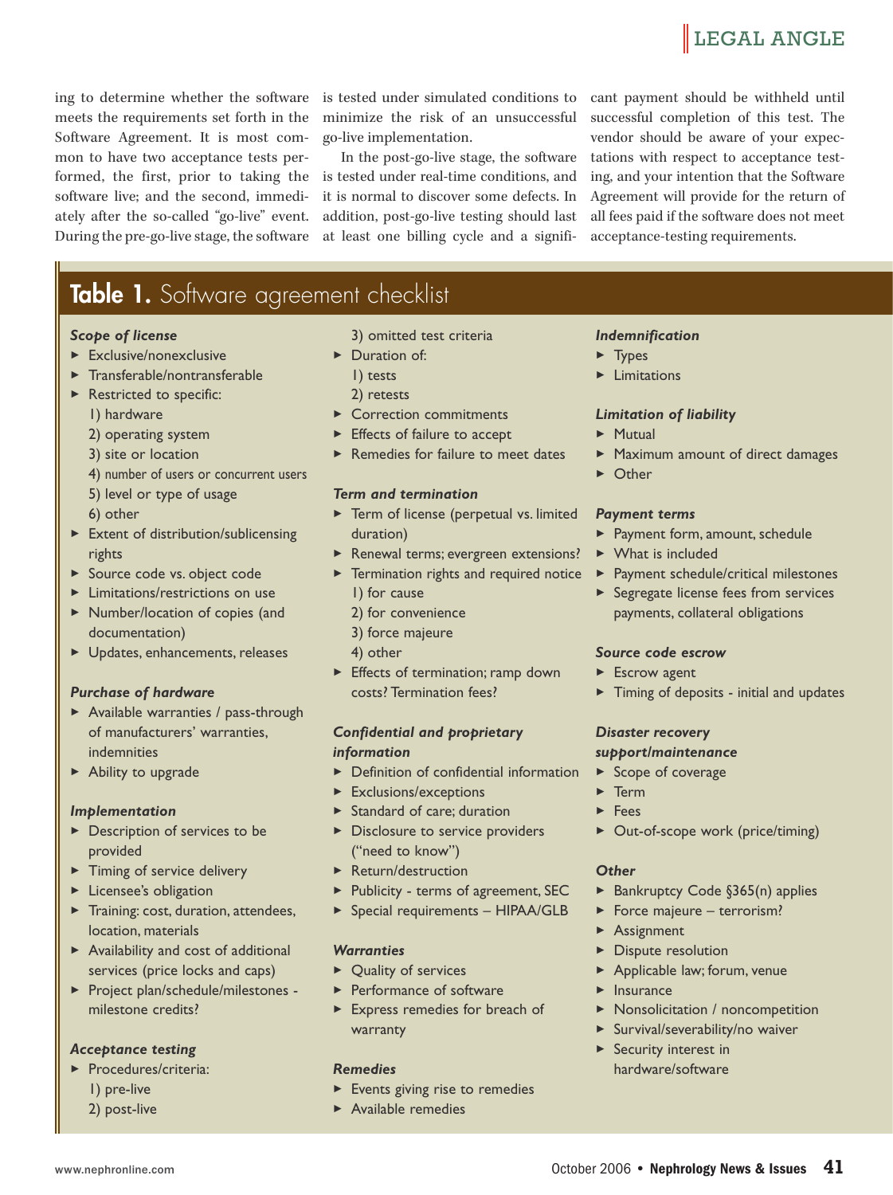ing to determine whether the software meets the requirements set forth in the Software Agreement. It is most common to have two acceptance tests performed, the first, prior to taking the software live; and the second, immediately after the so-called "go-live" event. During the pre-go-live stage, the software is tested under simulated conditions to minimize the risk of an unsuccessful go-live implementation.

In the post-go-live stage, the software is tested under real-time conditions, and it is normal to discover some defects. In addition, post-go-live testing should last at least one billing cycle and a significant payment should be withheld until successful completion of this test. The vendor should be aware of your expectations with respect to acceptance testing, and your intention that the Software Agreement will provide for the return of all fees paid if the software does not meet acceptance-testing requirements.

## Table 1. Software agreement checklist

***Scope of license***
- Exclusive/nonexclusive
- Transferable/nontransferable
- Restricted to specific:
  1) hardware
  2) operating system
  3) site or location
  4) number of users or concurrent users
  5) level or type of usage
  6) other
- Extent of distribution/sublicensing rights
- Source code vs. object code
- Limitations/restrictions on use
- Number/location of copies (and documentation)
- Updates, enhancements, releases

***Purchase of hardware***
- Available warranties / pass-through of manufacturers' warranties, indemnities
- Ability to upgrade

***Implementation***
- Description of services to be provided
- Timing of service delivery
- Licensee's obligation
- Training: cost, duration, attendees, location, materials
- Availability and cost of additional services (price locks and caps)
- Project plan/schedule/milestones - milestone credits?

***Acceptance testing***
- Procedures/criteria:
  1) pre-live
  2) post-live
  3) omitted test criteria
- Duration of:
  1) tests
  2) retests
- Correction commitments
- Effects of failure to accept
- Remedies for failure to meet dates

***Term and termination***
- Term of license (perpetual vs. limited duration)
- Renewal terms; evergreen extensions?
- Termination rights and required notice
  1) for cause
  2) for convenience
  3) force majeure
  4) other
- Effects of termination; ramp down costs? Termination fees?

***Confidential and proprietary information***
- Definition of confidential information
- Exclusions/exceptions
- Standard of care; duration
- Disclosure to service providers ("need to know")
- Return/destruction
- Publicity - terms of agreement, SEC
- Special requirements – HIPAA/GLB

***Warranties***
- Quality of services
- Performance of software
- Express remedies for breach of warranty

***Remedies***
- Events giving rise to remedies
- Available remedies

***Indemnification***
- Types
- Limitations

***Limitation of liability***
- Mutual
- Maximum amount of direct damages
- Other

***Payment terms***
- Payment form, amount, schedule
- What is included
- Payment schedule/critical milestones
- Segregate license fees from services payments, collateral obligations

***Source code escrow***
- Escrow agent
- Timing of deposits - initial and updates

***Disaster recovery support/maintenance***
- Scope of coverage
- Term
- Fees
- Out-of-scope work (price/timing)

***Other***
- Bankruptcy Code §365(n) applies
- Force majeure – terrorism?
- Assignment
- Dispute resolution
- Applicable law; forum, venue
- Insurance
- Nonsolicitation / noncompetition
- Survival/severability/no waiver
- Security interest in hardware/software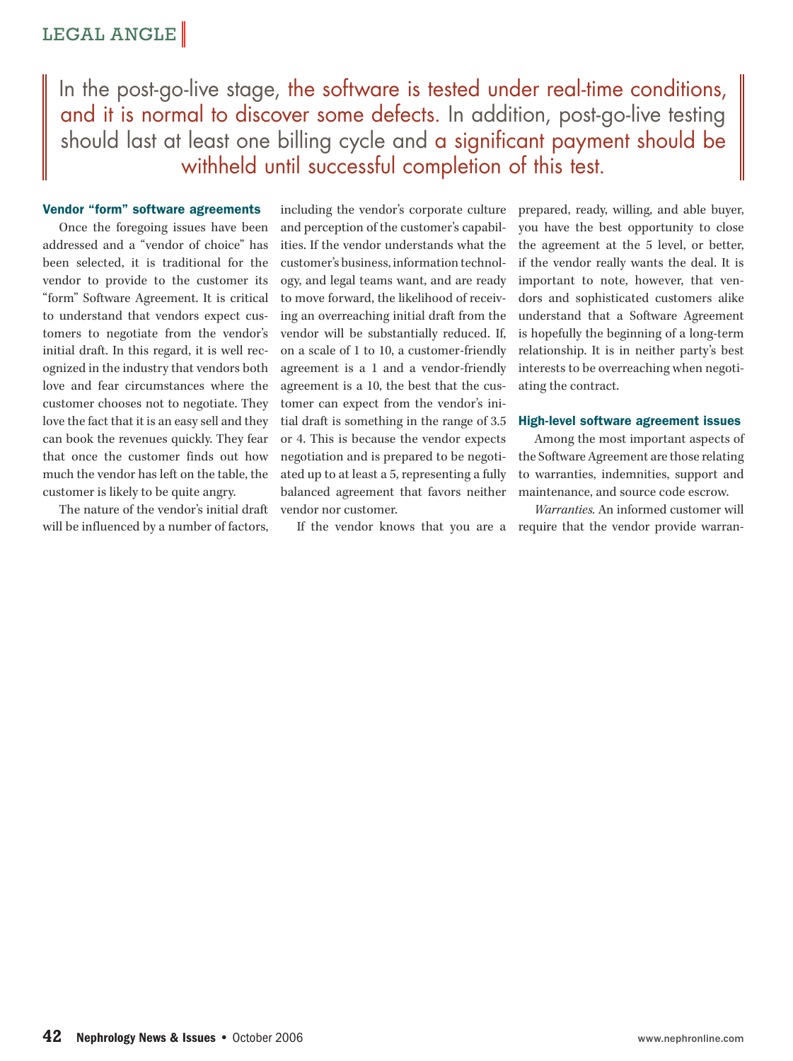> In the post-go-live stage, the software is tested under real-time conditions, and it is normal to discover some defects. In addition, post-go-live testing should last at least one billing cycle and a significant payment should be withheld until successful completion of this test.

### Vendor "form" software agreements

Once the foregoing issues have been addressed and a "vendor of choice" has been selected, it is traditional for the vendor to provide to the customer its "form" Software Agreement. It is critical to understand that vendors expect customers to negotiate from the vendor's initial draft. In this regard, it is well recognized in the industry that vendors both love and fear circumstances where the customer chooses not to negotiate. They love the fact that it is an easy sell and they can book the revenues quickly. They fear that once the customer finds out how much the vendor has left on the table, the customer is likely to be quite angry.

The nature of the vendor's initial draft will be influenced by a number of factors, including the vendor's corporate culture and perception of the customer's capabilities. If the vendor understands what the customer's business, information technology, and legal teams want, and are ready to move forward, the likelihood of receiving an overreaching initial draft from the vendor will be substantially reduced. If, on a scale of 1 to 10, a customer-friendly agreement is a 1 and a vendor-friendly agreement is a 10, the best that the customer can expect from the vendor's initial draft is something in the range of 3.5 or 4. This is because the vendor expects negotiation and is prepared to be negotiated up to at least a 5, representing a fully balanced agreement that favors neither vendor nor customer.

If the vendor knows that you are a prepared, ready, willing, and able buyer, you have the best opportunity to close the agreement at the 5 level, or better, if the vendor really wants the deal. It is important to note, however, that vendors and sophisticated customers alike understand that a Software Agreement is hopefully the beginning of a long-term relationship. It is in neither party's best interests to be overreaching when negotiating the contract.

### High-level software agreement issues

Among the most important aspects of the Software Agreement are those relating to warranties, indemnities, support and maintenance, and source code escrow.

*Warranties.* An informed customer will require that the vendor provide warran-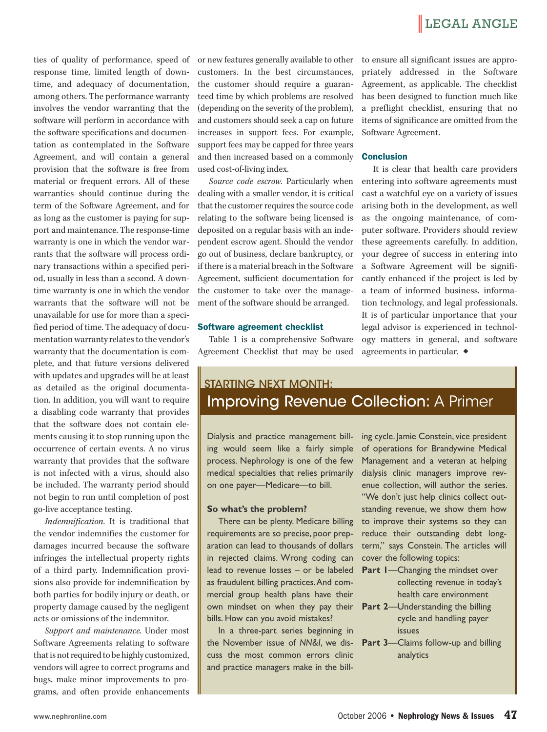ties of quality of performance, speed of response time, limited length of downtime, and adequacy of documentation, among others. The performance warranty involves the vendor warranting that the software will perform in accordance with the software specifications and documentation as contemplated in the Software Agreement, and will contain a general provision that the software is free from material or frequent errors. All of these warranties should continue during the term of the Software Agreement, and for as long as the customer is paying for support and maintenance. The response-time warranty is one in which the vendor warrants that the software will process ordinary transactions within a specified period, usually in less than a second. A downtime warranty is one in which the vendor warrants that the software will not be unavailable for use for more than a specified period of time. The adequacy of documentation warranty relates to the vendor's warranty that the documentation is complete, and that future versions delivered with updates and upgrades will be at least as detailed as the original documentation. In addition, you will want to require a disabling code warranty that provides that the software does not contain elements causing it to stop running upon the occurrence of certain events. A no virus warranty that provides that the software is not infected with a virus, should also be included. The warranty period should not begin to run until completion of post go-live acceptance testing.

*Indemnification.* It is traditional that the vendor indemnifies the customer for damages incurred because the software infringes the intellectual property rights of a third party. Indemnification provisions also provide for indemnification by both parties for bodily injury or death, or property damage caused by the negligent acts or omissions of the indemnitor.

*Support and maintenance.* Under most Software Agreements relating to software that is not required to be highly customized, vendors will agree to correct programs and bugs, make minor improvements to programs, and often provide enhancements or new features generally available to other customers. In the best circumstances, the customer should require a guaranteed time by which problems are resolved (depending on the severity of the problem), and customers should seek a cap on future increases in support fees. For example, support fees may be capped for three years and then increased based on a commonly used cost-of-living index.

*Source code escrow.* Particularly when dealing with a smaller vendor, it is critical that the customer requires the source code relating to the software being licensed is deposited on a regular basis with an independent escrow agent. Should the vendor go out of business, declare bankruptcy, or if there is a material breach in the Software Agreement, sufficient documentation for the customer to take over the management of the software should be arranged.

### Software agreement checklist

Table 1 is a comprehensive Software Agreement Checklist that may be used to ensure all significant issues are appropriately addressed in the Software Agreement, as applicable. The checklist has been designed to function much like a preflight checklist, ensuring that no items of significance are omitted from the Software Agreement.

### Conclusion

It is clear that health care providers entering into software agreements must cast a watchful eye on a variety of issues arising both in the development, as well as the ongoing maintenance, of computer software. Providers should review these agreements carefully. In addition, your degree of success in entering into a Software Agreement will be significantly enhanced if the project is led by a team of informed business, information technology, and legal professionals. It is of particular importance that your legal advisor is experienced in technology matters in general, and software agreements in particular. ◆

---

STARTING NEXT MONTH:

## Improving Revenue Collection: A Primer

Dialysis and practice management billing would seem like a fairly simple process. Nephrology is one of the few medical specialties that relies primarily on one payer—Medicare—to bill.

**So what's the problem?**

There can be plenty. Medicare billing requirements are so precise, poor preparation can lead to thousands of dollars in rejected claims. Wrong coding can lead to revenue losses – or be labeled as fraudulent billing practices. And commercial group health plans have their own mindset on when they pay their bills. How can you avoid mistakes?

In a three-part series beginning in the November issue of *NN&I*, we discuss the most common errors clinic and practice managers make in the billing cycle. Jamie Constein, vice president of operations for Brandywine Medical Management and a veteran at helping dialysis clinic managers improve revenue collection, will author the series. "We don't just help clinics collect outstanding revenue, we show them how to improve their systems so they can reduce their outstanding debt long-term," says Constein. The articles will cover the following topics:

**Part 1**—Changing the mindset over collecting revenue in today's health care environment

**Part 2**—Understanding the billing cycle and handling payer issues

**Part 3**—Claims follow-up and billing analytics